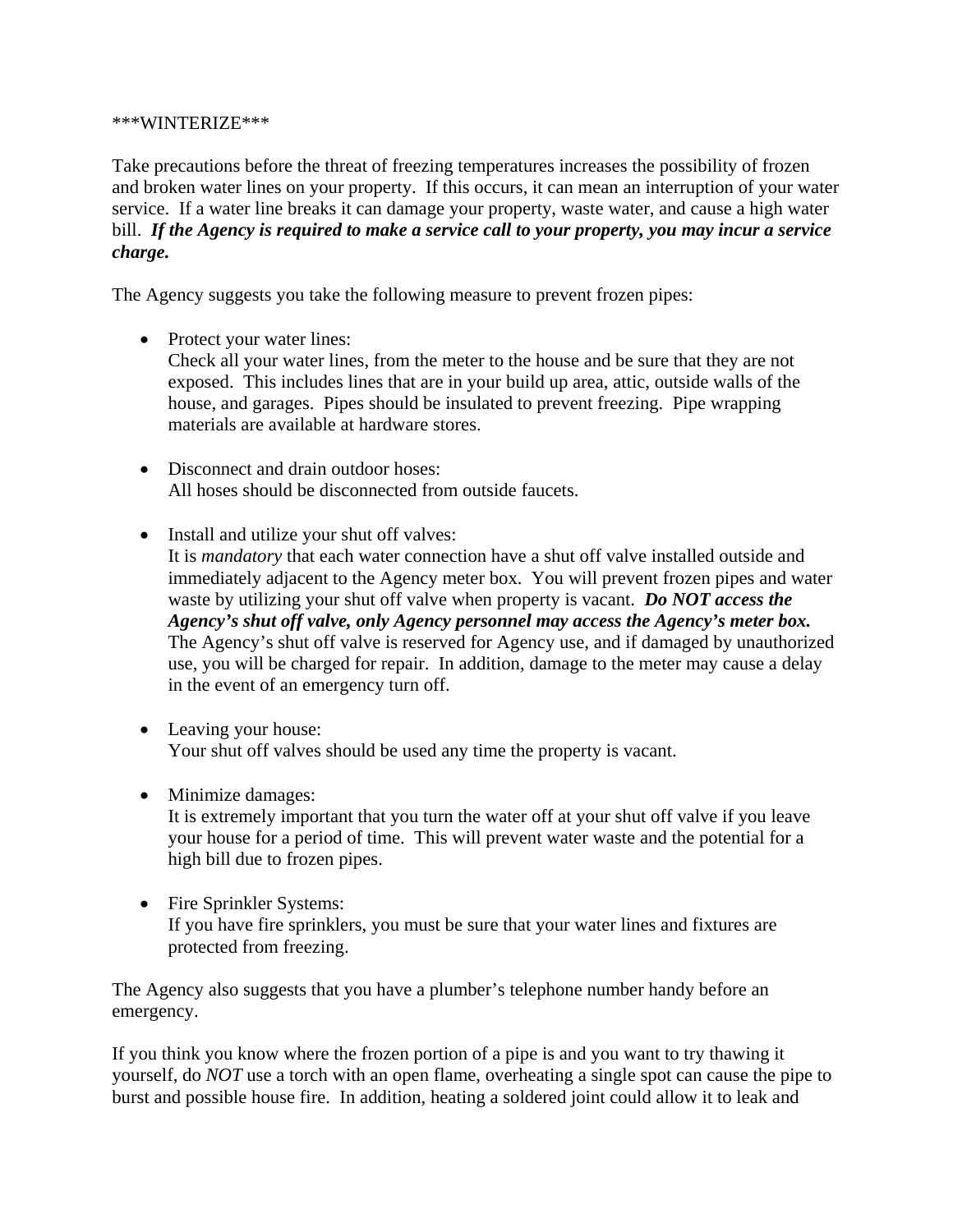***WINTERIZE***

Take precautions before the threat of freezing temperatures increases the possibility of frozen and broken water lines on your property. If this occurs, it can mean an interruption of your water service. If a water line breaks it can damage your property, waste water, and cause a high water bill. ***If the Agency is required to make a service call to your property, you may incur a service charge.***

The Agency suggests you take the following measure to prevent frozen pipes:

- Protect your water lines:
  Check all your water lines, from the meter to the house and be sure that they are not exposed. This includes lines that are in your build up area, attic, outside walls of the house, and garages. Pipes should be insulated to prevent freezing. Pipe wrapping materials are available at hardware stores.

- Disconnect and drain outdoor hoses:
  All hoses should be disconnected from outside faucets.

- Install and utilize your shut off valves:
  It is *mandatory* that each water connection have a shut off valve installed outside and immediately adjacent to the Agency meter box. You will prevent frozen pipes and water waste by utilizing your shut off valve when property is vacant. ***Do NOT access the Agency's shut off valve, only Agency personnel may access the Agency's meter box.*** The Agency's shut off valve is reserved for Agency use, and if damaged by unauthorized use, you will be charged for repair. In addition, damage to the meter may cause a delay in the event of an emergency turn off.

- Leaving your house:
  Your shut off valves should be used any time the property is vacant.

- Minimize damages:
  It is extremely important that you turn the water off at your shut off valve if you leave your house for a period of time. This will prevent water waste and the potential for a high bill due to frozen pipes.

- Fire Sprinkler Systems:
  If you have fire sprinklers, you must be sure that your water lines and fixtures are protected from freezing.

The Agency also suggests that you have a plumber's telephone number handy before an emergency.

If you think you know where the frozen portion of a pipe is and you want to try thawing it yourself, do *NOT* use a torch with an open flame, overheating a single spot can cause the pipe to burst and possible house fire. In addition, heating a soldered joint could allow it to leak and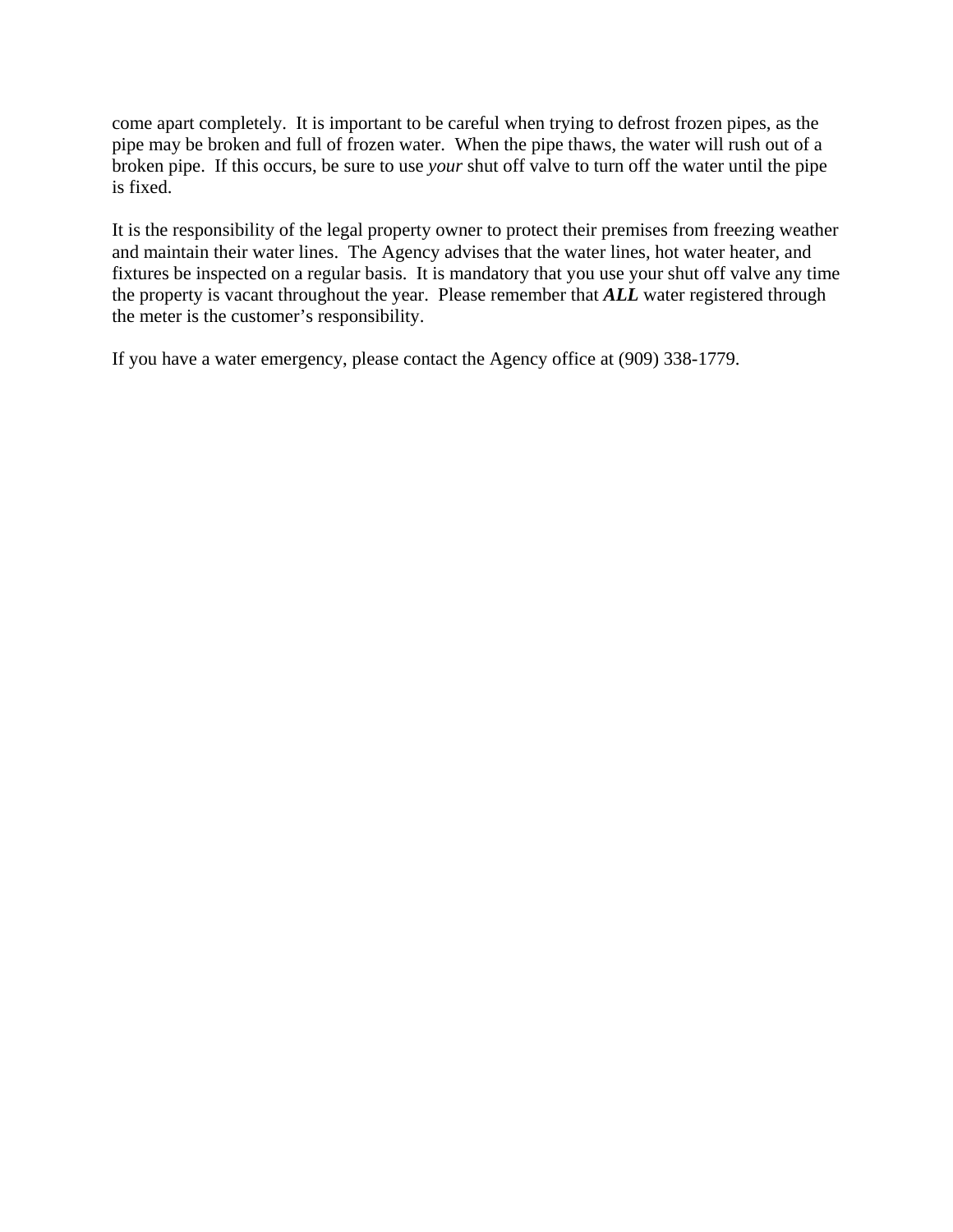come apart completely. It is important to be careful when trying to defrost frozen pipes, as the pipe may be broken and full of frozen water. When the pipe thaws, the water will rush out of a broken pipe. If this occurs, be sure to use *your* shut off valve to turn off the water until the pipe is fixed.

It is the responsibility of the legal property owner to protect their premises from freezing weather and maintain their water lines. The Agency advises that the water lines, hot water heater, and fixtures be inspected on a regular basis. It is mandatory that you use your shut off valve any time the property is vacant throughout the year. Please remember that ***ALL*** water registered through the meter is the customer's responsibility.

If you have a water emergency, please contact the Agency office at (909) 338-1779.